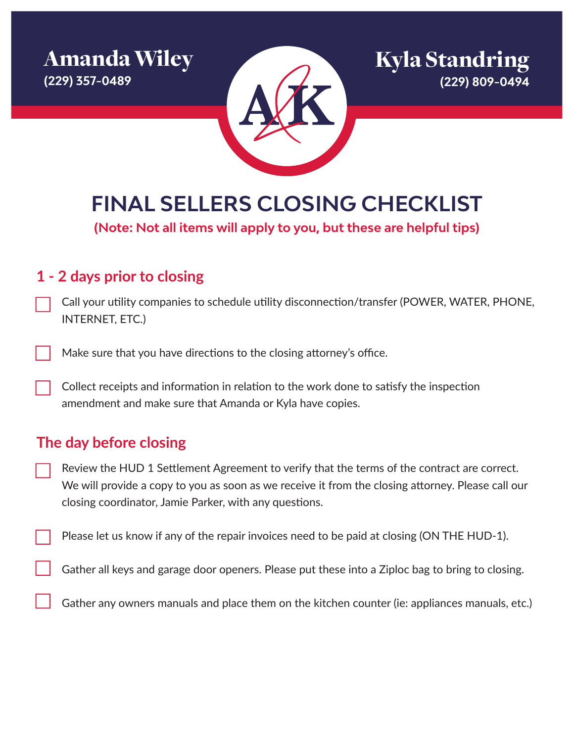**Amanda Wiley**
(229) 357-0489

**Kyla Standring**
(229) 809-0494

# FINAL SELLERS CLOSING CHECKLIST

**(Note: Not all items will apply to you, but these are helpful tips)**

## 1 - 2 days prior to closing

- [ ] Call your utility companies to schedule utility disconnection/transfer (POWER, WATER, PHONE, INTERNET, ETC.)
- [ ] Make sure that you have directions to the closing attorney's office.
- [ ] Collect receipts and information in relation to the work done to satisfy the inspection amendment and make sure that Amanda or Kyla have copies.

## The day before closing

- [ ] Review the HUD 1 Settlement Agreement to verify that the terms of the contract are correct. We will provide a copy to you as soon as we receive it from the closing attorney. Please call our closing coordinator, Jamie Parker, with any questions.
- [ ] Please let us know if any of the repair invoices need to be paid at closing (ON THE HUD-1).
- [ ] Gather all keys and garage door openers. Please put these into a Ziploc bag to bring to closing.
- [ ] Gather any owners manuals and place them on the kitchen counter (ie: appliances manuals, etc.)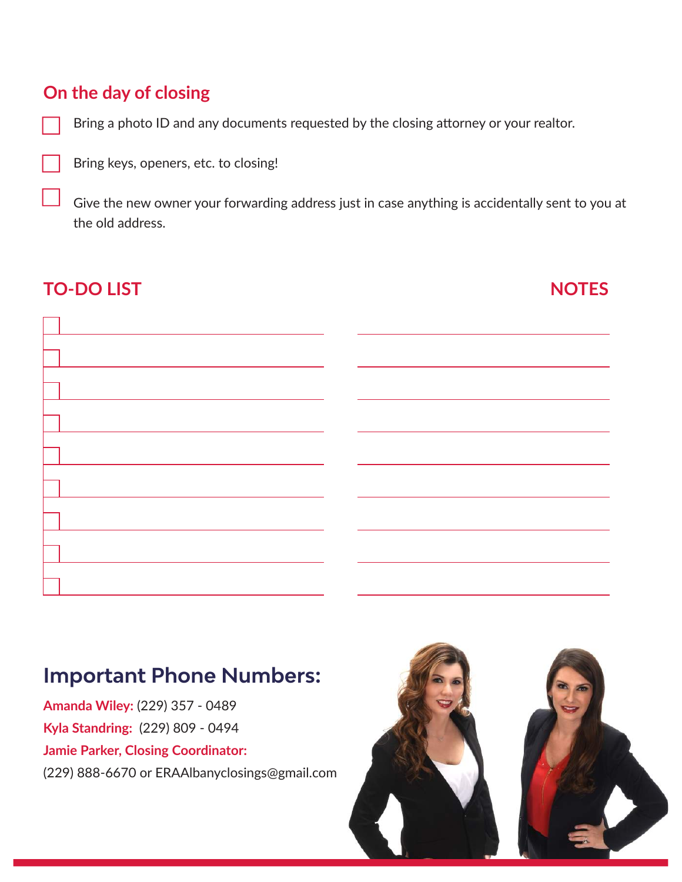## On the day of closing

- [ ] Bring a photo ID and any documents requested by the closing attorney or your realtor.
- [ ] Bring keys, openers, etc. to closing!
- [ ] Give the new owner your forwarding address just in case anything is accidentally sent to you at the old address.

## TO-DO LIST

- [ ] 
- [ ] 
- [ ] 
- [ ] 
- [ ] 
- [ ] 
- [ ] 
- [ ] 
- [ ] 

## NOTES

## Important Phone Numbers:

**Amanda Wiley:** (229) 357 - 0489

**Kyla Standring:** (229) 809 - 0494

**Jamie Parker, Closing Coordinator:**

(229) 888-6670 or ERAAlbanyclosings@gmail.com